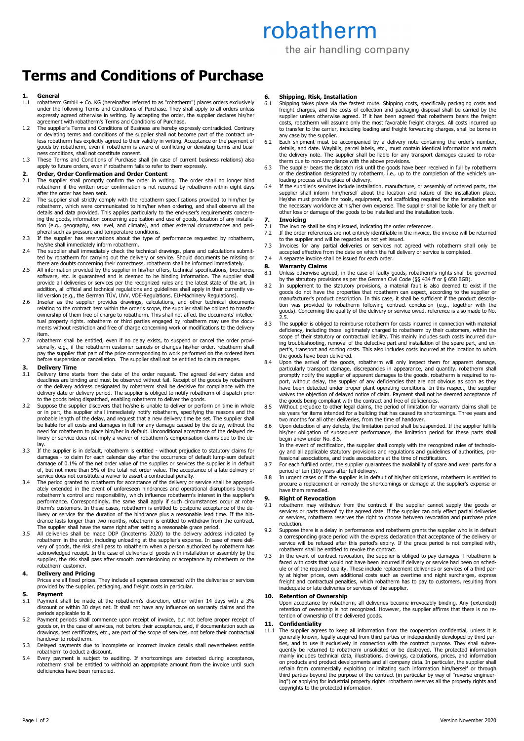robatherm

the air handling company

# Terms and Conditions of Purchase

## 1. General

1.1 robatherm GmbH + Co. KG (hereinafter referred to as "robatherm") places orders exclusively under the following Terms and Conditions of Purchase. They shall apply to all orders unless expressly agreed otherwise in writing. By accepting the order, the supplier declares his/her agreement with robatherm's Terms and Conditions of Purchase.

1.2 The supplier's Terms and Conditions of Business are hereby expressly contradicted. Contrary or deviating terms and conditions of the supplier shall not become part of the contract unless robatherm has explicitly agreed to their validity in writing. Acceptance or the payment of goods by robatherm, even if robatherm is aware of conflicting or deviating terms and business conditions, shall not constitute consent.

1.3 These Terms and Conditions of Purchase shall (in case of current business relations) also apply to future orders, even if robatherm fails to refer to them expressly.

## 2. Order, Order Confirmation and Order Content

2.1 The supplier shall promptly confirm the order in writing. The order shall no longer bind robatherm if the written order confirmation is not received by robatherm within eight days after the order has been sent.

2.2 The supplier shall strictly comply with the robatherm specifications provided to him/her by robatherm, which were communicated to him/her when ordering, and shall observe all the details and data provided. This applies particularly to the end-user's requirements concerning the goods, information concerning application and use of goods, location of any installation (e.g., geography, sea level, and climate), and other external circumstances and peripheral such as pressure and temperature conditions.

2.3 If the supplier has reservations about the type of performance requested by robatherm, he/she shall immediately inform robatherm.

2.4 The supplier shall immediately check the technical drawings, plans and calculations submitted by robatherm for carrying out the delivery or service. Should documents be missing or there are doubts concerning their correctness, robatherm shall be informed immediately.

2.5 All information provided by the supplier in his/her offers, technical specifications, brochures, software, etc. is guaranteed and is deemed to be binding information. The supplier shall provide all deliveries or services per the recognized rules and the latest state of the art. In addition, all official and technical regulations and guidelines shall apply in their currently valid version (e.g., the German TÜV, UVV, VDE-Regulations, EU-Machinery Regulations).

2.6 Insofar as the supplier provides drawings, calculations, and other technical documents relating to the contract item within the order's scope, the supplier shall be obliged to transfer ownership of them free of charge to robatherm. This shall not affect the documents' intellectual property rights. robatherm or third parties engaged by robatherm may use the documents without restriction and free of charge concerning work or modifications to the delivery item.

2.7 robatherm shall be entitled, even if no delay exists, to suspend or cancel the order provisionally, e.g., if the robatherm customer cancels or changes his/her order. robatherm shall pay the supplier that part of the price corresponding to work performed on the ordered item before suspension or cancellation. The supplier shall not be entitled to claim damages.

## 3. Delivery Time

3.1 Delivery time starts from the date of the order request. The agreed delivery dates and deadlines are binding and must be observed without fail. Receipt of the goods by robatherm or the delivery address designated by robatherm shall be decisive for compliance with the delivery date or delivery period. The supplier is obliged to notify robatherm of dispatch prior to the goods being dispatched, enabling robatherm to deliver the goods.

3.2 Suppose the supplier discovers that he/she is unable to deliver or perform on time in whole or in part, the supplier shall immediately notify robatherm, specifying the reasons and the probable length of the delay, and request that a new delivery time be set. The supplier shall be liable for all costs and damages in full for any damage caused by the delay, without the need for robatherm to place him/her in default. Unconditional acceptance of the delayed delivery or service does not imply a waiver of robatherm's compensation claims due to the delay.

3.3 If the supplier is in default, robatherm is entitled - without prejudice to statutory claims for damages - to claim for each calendar day after the occurrence of default lump-sum default damage of 0.1% of the net order value of the supplies or services the supplier is in default of, but not more than 5% of the total net order value. The acceptance of a late delivery or service does not constitute a waiver to assert a contractual penalty.

3.4 The period granted to robatherm for acceptance of the delivery or service shall be appropriately extended in the event of unforeseen hindrances and operational disruptions beyond robatherm's control and responsibility, which influence robatherm's interest in the supplier's performance. Correspondingly, the same shall apply if such circumstances occur at robatherm's customers. In these cases, robatherm is entitled to postpone acceptance of the delivery or service for the duration of the hindrance plus a reasonable lead time. If the hindrance lasts longer than two months, robatherm is entitled to withdraw from the contract. The supplier shall have the same right after setting a reasonable grace period.

3.5 All deliveries shall be made DDP (Incoterms 2020) to the delivery address indicated by robatherm in the order, including unloading at the supplier's expense. In case of mere delivery of goods, the risk shall pass to robatherm when a person authorized by robatherm has acknowledged receipt. In the case of deliveries of goods with installation or assembly by the supplier, the risk shall pass after smooth commissioning or acceptance by robatherm or the robatherm customer.

## 4. Delivery and Pricing

Prices are all fixed prices. They include all expenses connected with the deliveries or services provided by the supplier, packaging, and freight costs in particular.

## 5. Payment

5.1 Payment shall be made at the robatherm's discretion, either within 14 days with a 3% discount or within 30 days net. It shall not have any influence on warranty claims and the periods applicable to it.

5.2 Payment periods shall commence upon receipt of invoice, but not before proper receipt of goods or, in the case of services, not before their acceptance, and, if documentation such as drawings, test certificates, etc., are part of the scope of services, not before their contractual handover to robatherm.

5.3 Delayed payments due to incomplete or incorrect invoice details shall nevertheless entitle robatherm to deduct a discount.

5.4 Every payment is subject to auditing. If shortcomings are detected during acceptance, robatherm shall be entitled to withhold an appropriate amount from the invoice until such deficiencies have been remedied.

## 6. Shipping, Risk, Installation

6.1 Shipping takes place via the fastest route. Shipping costs, specifically packaging costs and freight charges, and the costs of collection and packaging disposal shall be carried by the supplier unless otherwise agreed. If it has been agreed that robatherm bears the freight costs, robatherm will assume only the most favorable freight charges. All costs incurred up to transfer to the carrier, including loading and freight forwarding charges, shall be borne in any case by the supplier.

6.2 Each shipment must be accompanied by a delivery note containing the order's number, details, and date. Waybills, parcel labels, etc., must contain identical information and match the delivery note. The supplier shall be liable for any transport damages caused to robatherm due to non-compliance with the above provisions.

6.3 The supplier bears the dispatch risk until the goods have been received in full by robatherm or the destination designated by robatherm, i.e., up to the completion of the vehicle's unloading process at the place of delivery.

6.4 If the supplier's services include installation, manufacture, or assembly of ordered parts, the supplier shall inform him/herself about the location and nature of the installation place. He/she must provide the tools, equipment, and scaffolding required for the installation and the necessary workforce at his/her own expense. The supplier shall be liable for any theft or other loss or damage of the goods to be installed and the installation tools.

## 7. Invoicing

7.1 The invoice shall be single issued, indicating the order references.

7.2 If the order references are not entirely identifiable in the invoice, the invoice will be returned to the supplier and will be regarded as not yet issued.

7.3 Invoices for any partial deliveries or services not agreed with robatherm shall only be accepted effective from the date on which the full delivery or service is completed.

7.4 A separate invoice shall be issued for each order.

## 8. Warranty Claims

8.1 Unless otherwise agreed, in the case of faulty goods, robatherm's rights shall be governed by the statutory provisions as per the German Civil Code (§§ 434 ff or § 650 BGB).

8.2 In supplement to the statutory provisions, a material fault is also deemed to exist if the goods do not have the properties that robatherm can expect, according to the supplier or manufacturer's product description. In this case, it shall be sufficient if the product description was provided to robatherm following contract conclusion (e.g., together with the goods). Concerning the quality of the delivery or service owed, reference is also made to No. 2.5.

8.3 The supplier is obliged to reimburse robatherm for costs incurred in connection with material deficiency, including those legitimately charged to robatherm by their customers, within the scope of their statutory or contractual liability. This mainly includes such costs incurred during troubleshooting, removal of the defective part and installation of the spare part, and expert's, transport and sorting costs. This also includes costs incurred at the location to which the goods have been delivered.

8.4 Upon the arrival of the goods, robatherm will only inspect them for apparent damage, particularly transport damage, discrepancies in appearance, and quantity. robatherm shall promptly notify the supplier of apparent damages to the goods. robatherm is required to report, without delay, the supplier of any deficiencies that are not obvious as soon as they have been detected under proper plant operating conditions. In this respect, the supplier waives the objection of delayed notice of claim. Payment shall not be deemed acceptance of the goods being compliant with the contract and free of deficiencies.

8.5 Without prejudice to other legal claims, the period of limitation for warranty claims shall be six years for items intended for a building that has caused its shortcomings. Three years and two months for all other deliveries, from the time of handover.

8.6 Upon detection of any defects, the limitation period shall be suspended. If the supplier fulfills his/her obligation of subsequent performance, the limitation period for these parts shall begin anew under No. 8.5.
In the event of rectification, the supplier shall comply with the recognized rules of technology and all applicable statutory provisions and regulations and guidelines of authorities, professional associations, and trade associations at the time of rectification.

8.7 For each fulfilled order, the supplier guarantees the availability of spare and wear parts for a period of ten (10) years after full delivery.

8.8 In urgent cases or if the supplier is in default of his/her obligations, robatherm is entitled to procure a replacement or remedy the shortcomings or damage at the supplier's expense or have them remedied.

## 9. Right of Revocation

9.1 robatherm may withdraw from the contract if the supplier cannot supply the goods or services or parts thereof by the agreed date. If the supplier can only effect partial deliveries or services, robatherm reserves the right to choose between revocation and purchase price reduction.

9.2 Suppose there is a delay in performance and robatherm grants the supplier who is in default a corresponding grace period with the express declaration that acceptance of the delivery or service will be refused after this period's expiry. If the grace period is not complied with, robatherm shall be entitled to revoke the contract.

9.3 In the event of contract revocation, the supplier is obliged to pay damages if robatherm is faced with costs that would not have been incurred if delivery or service had been on schedule or of the required quality. These include replacement deliveries or services of a third party at higher prices, own additional costs such as overtime and night surcharges, express freight and contractual penalties, which robatherm has to pay to customers, resulting from inadequate or late deliveries or services of the supplier.

## 10. Retention of Ownership

Upon acceptance by robatherm, all deliveries become irrevocably binding. Any (extended) retention of ownership is not recognized. However, the supplier affirms that there is no retention of ownership of the delivered goods.

## 11. Confidentiality

11.1 The supplier agrees to keep all information from the cooperation confidential, unless it is generally known, legally acquired from third parties or independently developed by third parties, and to use it exclusively in connection with the contract purpose. They shall subsequently be returned to robatherm unsolicited or be destroyed. The protected information mainly includes technical data, illustrations, drawings, calculations, prices, and information on products and product developments and all company data. In particular, the supplier shall refrain from commercially exploiting or imitating such information him/herself or through third parties beyond the purpose of the contract (in particular by way of "reverse engineering") or applying for industrial property rights. robatherm reserves all the property rights and copyrights to the protected information.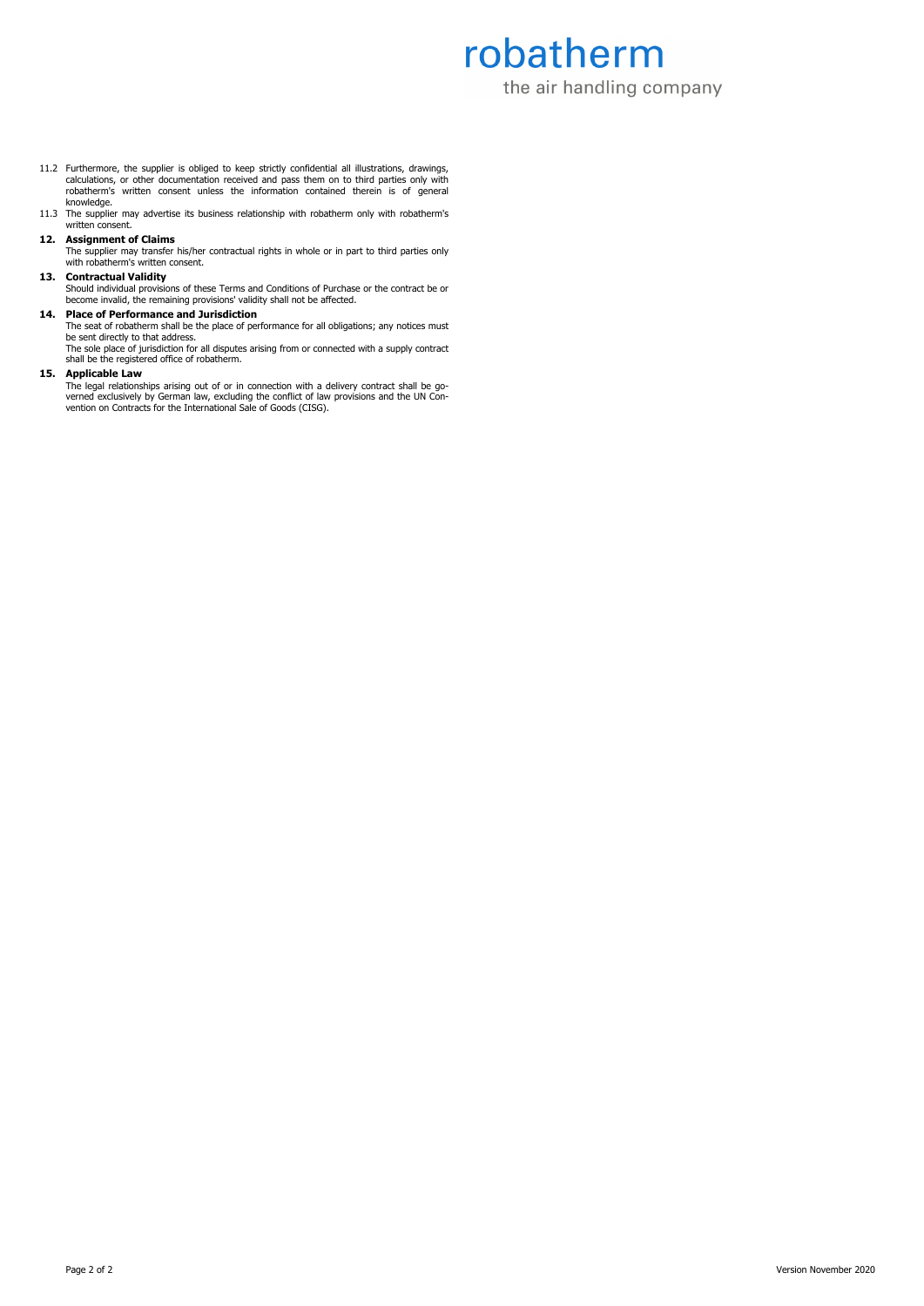11.2 Furthermore, the supplier is obliged to keep strictly confidential all illustrations, drawings, calculations, or other documentation received and pass them on to third parties only with robatherm's written consent unless the information contained therein is of general knowledge.

11.3 The supplier may advertise its business relationship with robatherm only with robatherm's written consent.

**12. Assignment of Claims**

The supplier may transfer his/her contractual rights in whole or in part to third parties only with robatherm's written consent.

**13. Contractual Validity**

Should individual provisions of these Terms and Conditions of Purchase or the contract be or become invalid, the remaining provisions' validity shall not be affected.

**14. Place of Performance and Jurisdiction**

The seat of robatherm shall be the place of performance for all obligations; any notices must be sent directly to that address.

The sole place of jurisdiction for all disputes arising from or connected with a supply contract shall be the registered office of robatherm.

**15. Applicable Law**

The legal relationships arising out of or in connection with a delivery contract shall be governed exclusively by German law, excluding the conflict of law provisions and the UN Convention on Contracts for the International Sale of Goods (CISG).